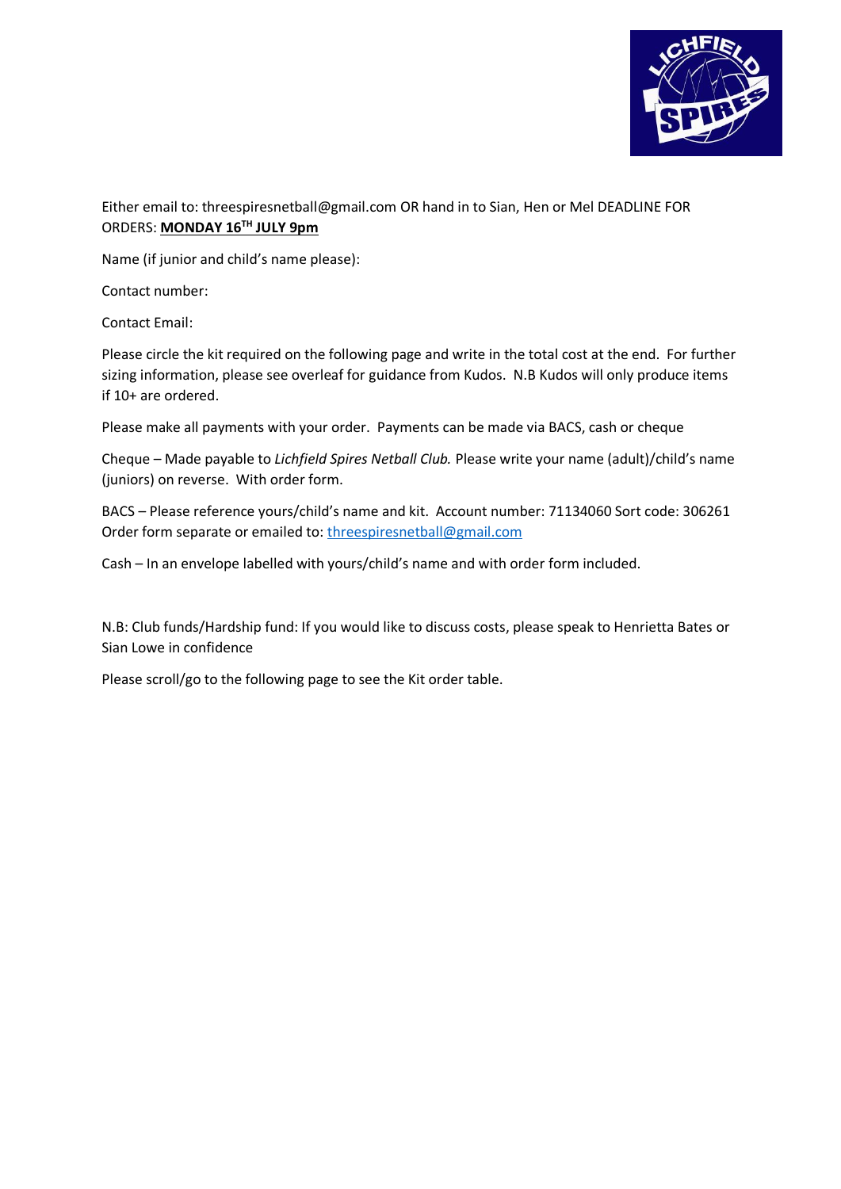Either email to: threespiresnetball@gmail.com OR hand in to Sian, Hen or Mel DEADLINE FOR ORDERS: **MONDAY 16[TH] JULY 9pm**

Name (if junior and child's name please):

Contact number:

Contact Email:

Please circle the kit required on the following page and write in the total cost at the end. For further sizing information, please see overleaf for guidance from Kudos. N.B Kudos will only produce items if 10+ are ordered.

Please make all payments with your order. Payments can be made via BACS, cash or cheque

Cheque – Made payable to *Lichfield Spires Netball Club.* Please write your name (adult)/child's name (juniors) on reverse. With order form.

BACS – Please reference yours/child's name and kit. Account number: 71134060 Sort code: 306261 Order form separate or emailed to: threespiresnetball@gmail.com

Cash – In an envelope labelled with yours/child's name and with order form included.

N.B: Club funds/Hardship fund: If you would like to discuss costs, please speak to Henrietta Bates or Sian Lowe in confidence

Please scroll/go to the following page to see the Kit order table.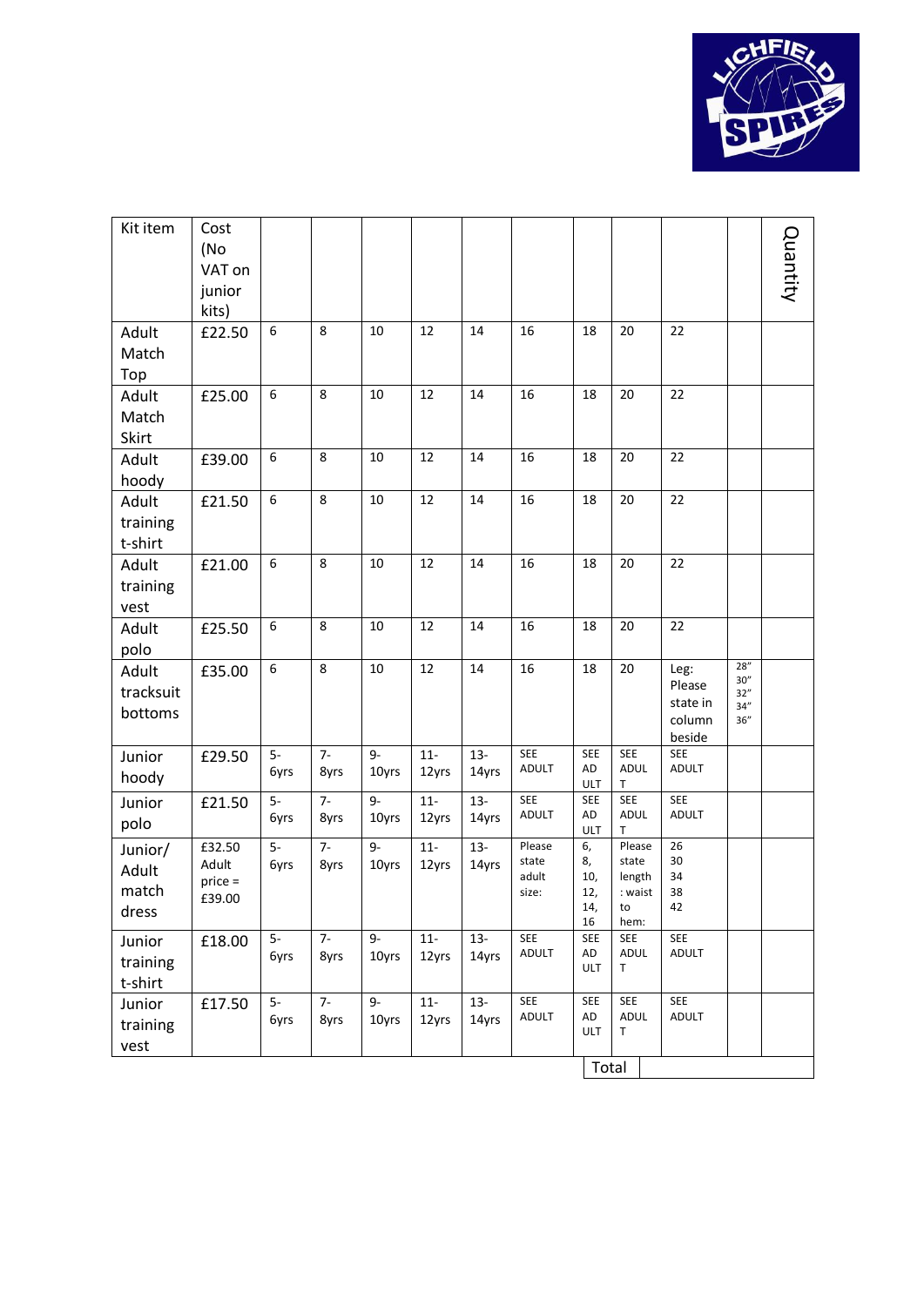| Kit item | Cost (No VAT on junior kits) | | | | | | | | | | | Quantity |
|---|---|---|---|---|---|---|---|---|---|---|---|---|
| Adult Match Top | £22.50 | 6 | 8 | 10 | 12 | 14 | 16 | 18 | 20 | 22 | | |
| Adult Match Skirt | £25.00 | 6 | 8 | 10 | 12 | 14 | 16 | 18 | 20 | 22 | | |
| Adult hoody | £39.00 | 6 | 8 | 10 | 12 | 14 | 16 | 18 | 20 | 22 | | |
| Adult training t-shirt | £21.50 | 6 | 8 | 10 | 12 | 14 | 16 | 18 | 20 | 22 | | |
| Adult training vest | £21.00 | 6 | 8 | 10 | 12 | 14 | 16 | 18 | 20 | 22 | | |
| Adult polo | £25.50 | 6 | 8 | 10 | 12 | 14 | 16 | 18 | 20 | 22 | | |
| Adult tracksuit bottoms | £35.00 | 6 | 8 | 10 | 12 | 14 | 16 | 18 | 20 | Leg: Please state in column beside | 28" 30" 32" 34" 36" | |
| Junior hoody | £29.50 | 5-6yrs | 7-8yrs | 9-10yrs | 11-12yrs | 13-14yrs | SEE ADULT | SEE ADULT | SEE ADULT | SEE ADULT | | |
| Junior polo | £21.50 | 5-6yrs | 7-8yrs | 9-10yrs | 11-12yrs | 13-14yrs | SEE ADULT | SEE ADULT | SEE ADULT | SEE ADULT | | |
| Junior/ Adult match dress | £32.50 Adult price = £39.00 | 5-6yrs | 7-8yrs | 9-10yrs | 11-12yrs | 13-14yrs | Please state adult size: | 6, 8, 10, 12, 14, 16 | Please state length : waist to hem: | 26 30 34 38 42 | | |
| Junior training t-shirt | £18.00 | 5-6yrs | 7-8yrs | 9-10yrs | 11-12yrs | 13-14yrs | SEE ADULT | SEE ADULT | SEE ADULT | SEE ADULT | | |
| Junior training vest | £17.50 | 5-6yrs | 7-8yrs | 9-10yrs | 11-12yrs | 13-14yrs | SEE ADULT | SEE ADULT | SEE ADULT | SEE ADULT | | |
| | | | | | | | | Total | | | | |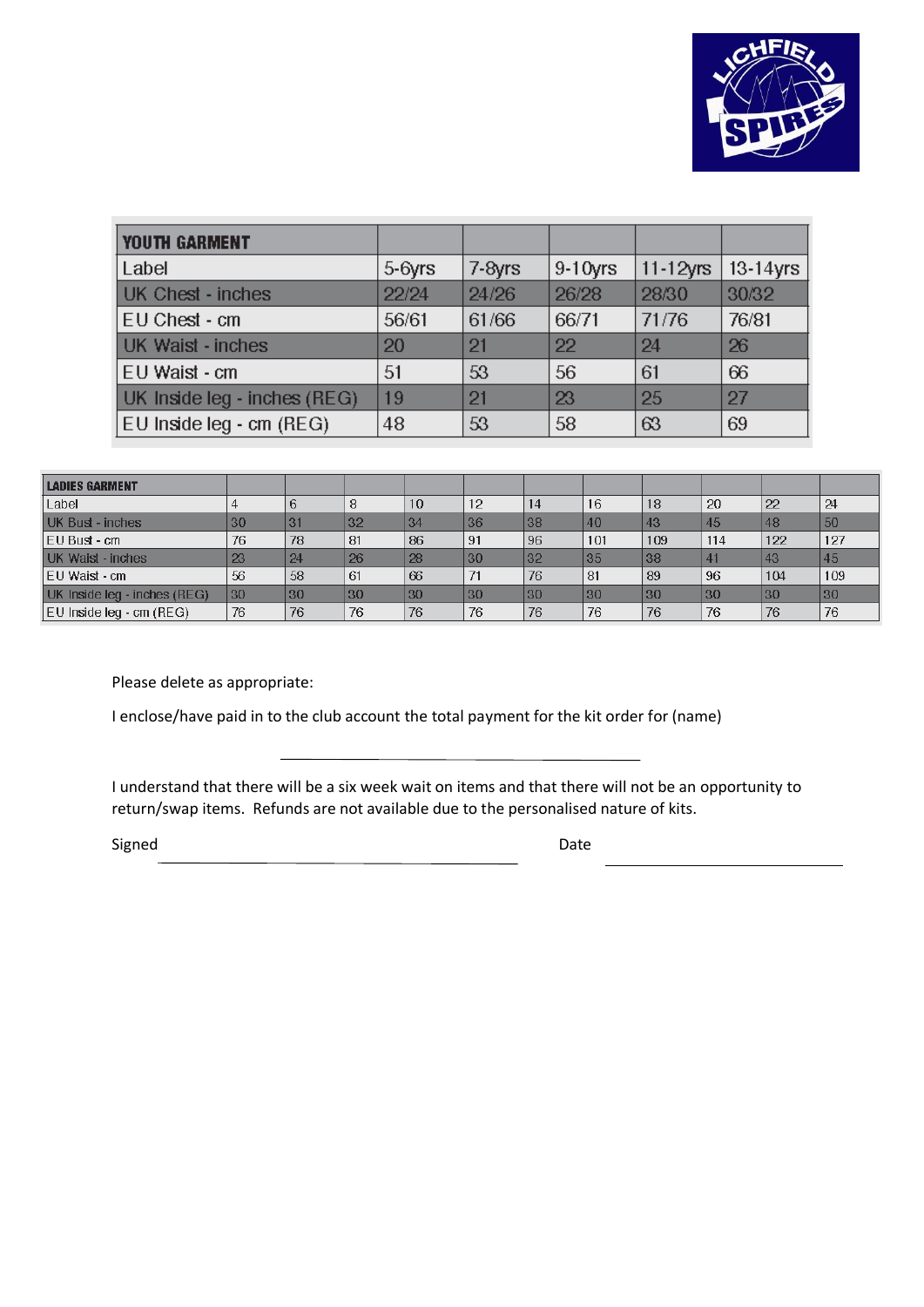| YOUTH GARMENT | | | | | |
|---|---|---|---|---|---|
| Label | 5-6yrs | 7-8yrs | 9-10yrs | 11-12yrs | 13-14yrs |
| UK Chest - inches | 22/24 | 24/26 | 26/28 | 28/30 | 30/32 |
| EU Chest - cm | 56/61 | 61/66 | 66/71 | 71/76 | 76/81 |
| UK Waist - inches | 20 | 21 | 22 | 24 | 26 |
| EU Waist - cm | 51 | 53 | 56 | 61 | 66 |
| UK Inside leg - inches (REG) | 19 | 21 | 23 | 25 | 27 |
| EU Inside leg - cm (REG) | 48 | 53 | 58 | 63 | 69 |

| LADIES GARMENT | | | | | | | | | | | |
|---|---|---|---|---|---|---|---|---|---|---|---|
| Label | 4 | 6 | 8 | 10 | 12 | 14 | 16 | 18 | 20 | 22 | 24 |
| UK Bust - inches | 30 | 31 | 32 | 34 | 36 | 38 | 40 | 43 | 45 | 48 | 50 |
| EU Bust - cm | 76 | 78 | 81 | 86 | 91 | 96 | 101 | 109 | 114 | 122 | 127 |
| UK Waist - inches | 23 | 24 | 26 | 28 | 30 | 32 | 35 | 38 | 41 | 43 | 45 |
| EU Waist - cm | 56 | 58 | 61 | 66 | 71 | 76 | 81 | 89 | 96 | 104 | 109 |
| UK Inside leg - inches (REG) | 30 | 30 | 30 | 30 | 30 | 30 | 30 | 30 | 30 | 30 | 30 |
| EU Inside leg - cm (REG) | 76 | 76 | 76 | 76 | 76 | 76 | 76 | 76 | 76 | 76 | 76 |

Please delete as appropriate:

I enclose/have paid in to the club account the total payment for the kit order for (name)

______________________________

I understand that there will be a six week wait on items and that there will not be an opportunity to return/swap items. Refunds are not available due to the personalised nature of kits.

Signed ______________________________ Date ______________________